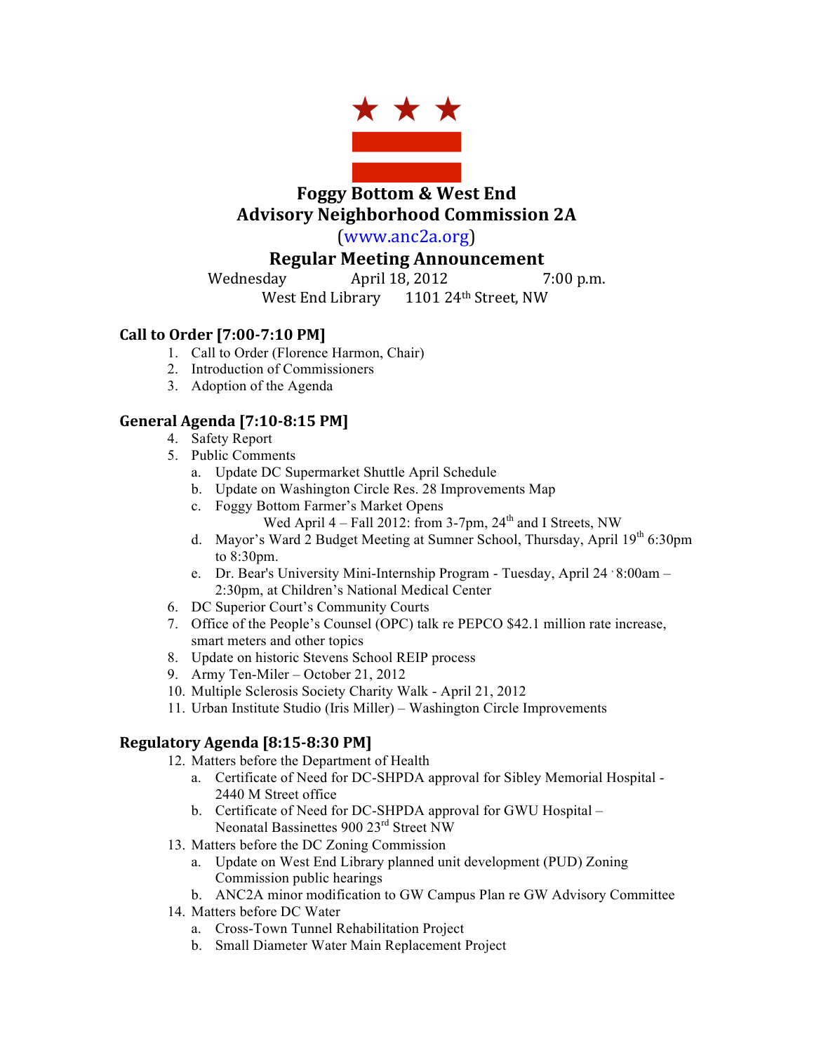# Foggy Bottom & West End
# Advisory Neighborhood Commission 2A

(www.anc2a.org)

## Regular Meeting Announcement

Wednesday April 18, 2012 7:00 p.m.

West End Library 1101 24th Street, NW

### Call to Order [7:00-7:10 PM]

1. Call to Order (Florence Harmon, Chair)
2. Introduction of Commissioners
3. Adoption of the Agenda

### General Agenda [7:10-8:15 PM]

4. Safety Report
5. Public Comments
   a. Update DC Supermarket Shuttle April Schedule
   b. Update on Washington Circle Res. 28 Improvements Map
   c. Foggy Bottom Farmer's Market Opens
      Wed April 4 – Fall 2012: from 3-7pm, 24th and I Streets, NW
   d. Mayor's Ward 2 Budget Meeting at Sumner School, Thursday, April 19th 6:30pm to 8:30pm.
   e. Dr. Bear's University Mini-Internship Program - Tuesday, April 24 , 8:00am – 2:30pm, at Children's National Medical Center
6. DC Superior Court's Community Courts
7. Office of the People's Counsel (OPC) talk re PEPCO $42.1 million rate increase, smart meters and other topics
8. Update on historic Stevens School REIP process
9. Army Ten-Miler – October 21, 2012
10. Multiple Sclerosis Society Charity Walk - April 21, 2012
11. Urban Institute Studio (Iris Miller) – Washington Circle Improvements

### Regulatory Agenda [8:15-8:30 PM]

12. Matters before the Department of Health
    a. Certificate of Need for DC-SHPDA approval for Sibley Memorial Hospital - 2440 M Street office
    b. Certificate of Need for DC-SHPDA approval for GWU Hospital – Neonatal Bassinettes 900 23rd Street NW
13. Matters before the DC Zoning Commission
    a. Update on West End Library planned unit development (PUD) Zoning Commission public hearings
    b. ANC2A minor modification to GW Campus Plan re GW Advisory Committee
14. Matters before DC Water
    a. Cross-Town Tunnel Rehabilitation Project
    b. Small Diameter Water Main Replacement Project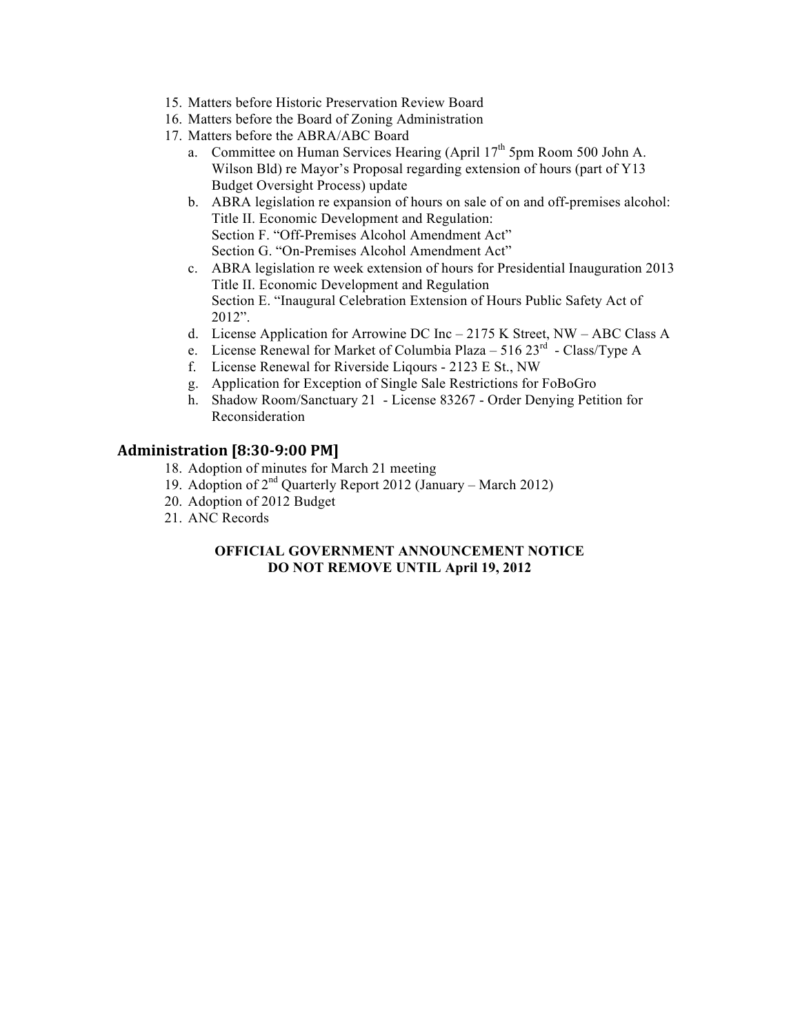15. Matters before Historic Preservation Review Board
16. Matters before the Board of Zoning Administration
17. Matters before the ABRA/ABC Board
    a. Committee on Human Services Hearing (April 17th 5pm Room 500 John A. Wilson Bld) re Mayor's Proposal regarding extension of hours (part of Y13 Budget Oversight Process) update
    b. ABRA legislation re expansion of hours on sale of on and off-premises alcohol: Title II. Economic Development and Regulation:
       Section F. "Off-Premises Alcohol Amendment Act"
       Section G. "On-Premises Alcohol Amendment Act"
    c. ABRA legislation re week extension of hours for Presidential Inauguration 2013 Title II. Economic Development and Regulation
       Section E. "Inaugural Celebration Extension of Hours Public Safety Act of 2012".
    d. License Application for Arrowine DC Inc – 2175 K Street, NW – ABC Class A
    e. License Renewal for Market of Columbia Plaza – 516 23rd - Class/Type A
    f. License Renewal for Riverside Liqours - 2123 E St., NW
    g. Application for Exception of Single Sale Restrictions for FoBoGro
    h. Shadow Room/Sanctuary 21 - License 83267 - Order Denying Petition for Reconsideration

## Administration [8:30-9:00 PM]

18. Adoption of minutes for March 21 meeting
19. Adoption of 2nd Quarterly Report 2012 (January – March 2012)
20. Adoption of 2012 Budget
21. ANC Records

**OFFICIAL GOVERNMENT ANNOUNCEMENT NOTICE**
**DO NOT REMOVE UNTIL April 19, 2012**